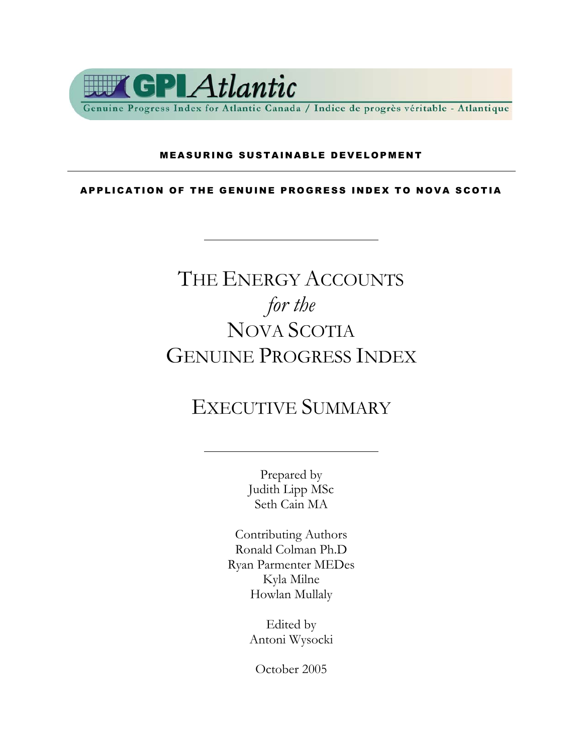GPI *Atlantic*

Genuine Progress Index for Atlantic Canada / Indice de progrès véritable - Atlantique

**MEASURING SUSTAINABLE DEVELOPMENT**

---

**APPLICATION OF THE GENUINE PROGRESS INDEX TO NOVA SCOTIA**

# THE ENERGY ACCOUNTS *for the* NOVA SCOTIA GENUINE PROGRESS INDEX

# EXECUTIVE SUMMARY

Prepared by
Judith Lipp MSc
Seth Cain MA

Contributing Authors
Ronald Colman Ph.D
Ryan Parmenter MEDes
Kyla Milne
Howlan Mullaly

Edited by
Antoni Wysocki

October 2005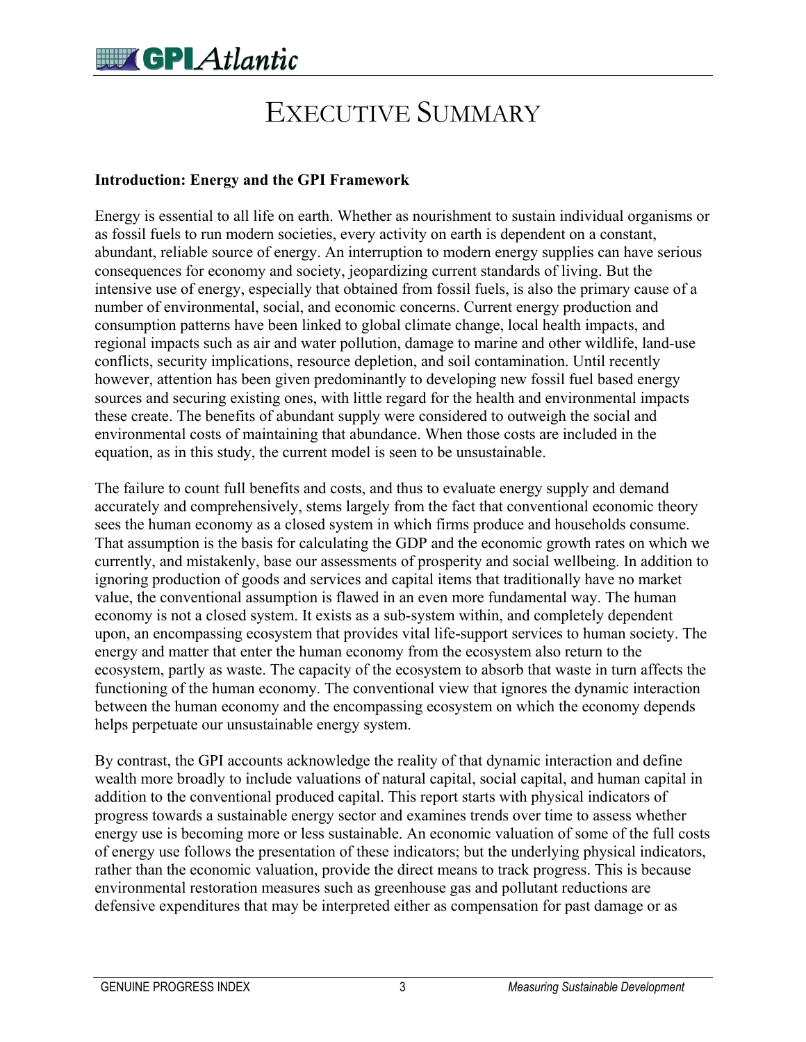# EXECUTIVE SUMMARY

**Introduction: Energy and the GPI Framework**

Energy is essential to all life on earth. Whether as nourishment to sustain individual organisms or as fossil fuels to run modern societies, every activity on earth is dependent on a constant, abundant, reliable source of energy. An interruption to modern energy supplies can have serious consequences for economy and society, jeopardizing current standards of living. But the intensive use of energy, especially that obtained from fossil fuels, is also the primary cause of a number of environmental, social, and economic concerns. Current energy production and consumption patterns have been linked to global climate change, local health impacts, and regional impacts such as air and water pollution, damage to marine and other wildlife, land-use conflicts, security implications, resource depletion, and soil contamination. Until recently however, attention has been given predominantly to developing new fossil fuel based energy sources and securing existing ones, with little regard for the health and environmental impacts these create. The benefits of abundant supply were considered to outweigh the social and environmental costs of maintaining that abundance. When those costs are included in the equation, as in this study, the current model is seen to be unsustainable.

The failure to count full benefits and costs, and thus to evaluate energy supply and demand accurately and comprehensively, stems largely from the fact that conventional economic theory sees the human economy as a closed system in which firms produce and households consume. That assumption is the basis for calculating the GDP and the economic growth rates on which we currently, and mistakenly, base our assessments of prosperity and social wellbeing. In addition to ignoring production of goods and services and capital items that traditionally have no market value, the conventional assumption is flawed in an even more fundamental way. The human economy is not a closed system. It exists as a sub-system within, and completely dependent upon, an encompassing ecosystem that provides vital life-support services to human society. The energy and matter that enter the human economy from the ecosystem also return to the ecosystem, partly as waste. The capacity of the ecosystem to absorb that waste in turn affects the functioning of the human economy. The conventional view that ignores the dynamic interaction between the human economy and the encompassing ecosystem on which the economy depends helps perpetuate our unsustainable energy system.

By contrast, the GPI accounts acknowledge the reality of that dynamic interaction and define wealth more broadly to include valuations of natural capital, social capital, and human capital in addition to the conventional produced capital. This report starts with physical indicators of progress towards a sustainable energy sector and examines trends over time to assess whether energy use is becoming more or less sustainable. An economic valuation of some of the full costs of energy use follows the presentation of these indicators; but the underlying physical indicators, rather than the economic valuation, provide the direct means to track progress. This is because environmental restoration measures such as greenhouse gas and pollutant reductions are defensive expenditures that may be interpreted either as compensation for past damage or as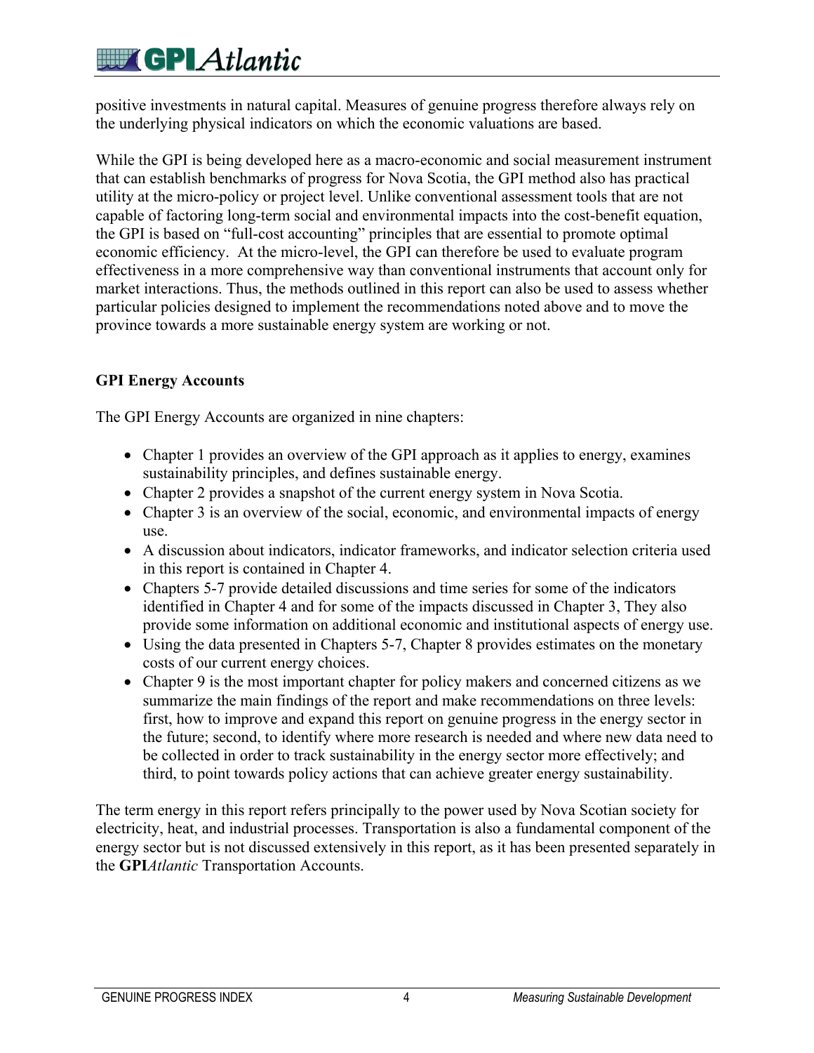positive investments in natural capital. Measures of genuine progress therefore always rely on the underlying physical indicators on which the economic valuations are based.

While the GPI is being developed here as a macro-economic and social measurement instrument that can establish benchmarks of progress for Nova Scotia, the GPI method also has practical utility at the micro-policy or project level. Unlike conventional assessment tools that are not capable of factoring long-term social and environmental impacts into the cost-benefit equation, the GPI is based on "full-cost accounting" principles that are essential to promote optimal economic efficiency. At the micro-level, the GPI can therefore be used to evaluate program effectiveness in a more comprehensive way than conventional instruments that account only for market interactions. Thus, the methods outlined in this report can also be used to assess whether particular policies designed to implement the recommendations noted above and to move the province towards a more sustainable energy system are working or not.

## GPI Energy Accounts

The GPI Energy Accounts are organized in nine chapters:

- Chapter 1 provides an overview of the GPI approach as it applies to energy, examines sustainability principles, and defines sustainable energy.
- Chapter 2 provides a snapshot of the current energy system in Nova Scotia.
- Chapter 3 is an overview of the social, economic, and environmental impacts of energy use.
- A discussion about indicators, indicator frameworks, and indicator selection criteria used in this report is contained in Chapter 4.
- Chapters 5-7 provide detailed discussions and time series for some of the indicators identified in Chapter 4 and for some of the impacts discussed in Chapter 3, They also provide some information on additional economic and institutional aspects of energy use.
- Using the data presented in Chapters 5-7, Chapter 8 provides estimates on the monetary costs of our current energy choices.
- Chapter 9 is the most important chapter for policy makers and concerned citizens as we summarize the main findings of the report and make recommendations on three levels: first, how to improve and expand this report on genuine progress in the energy sector in the future; second, to identify where more research is needed and where new data need to be collected in order to track sustainability in the energy sector more effectively; and third, to point towards policy actions that can achieve greater energy sustainability.

The term energy in this report refers principally to the power used by Nova Scotian society for electricity, heat, and industrial processes. Transportation is also a fundamental component of the energy sector but is not discussed extensively in this report, as it has been presented separately in the **GPI***Atlantic* Transportation Accounts.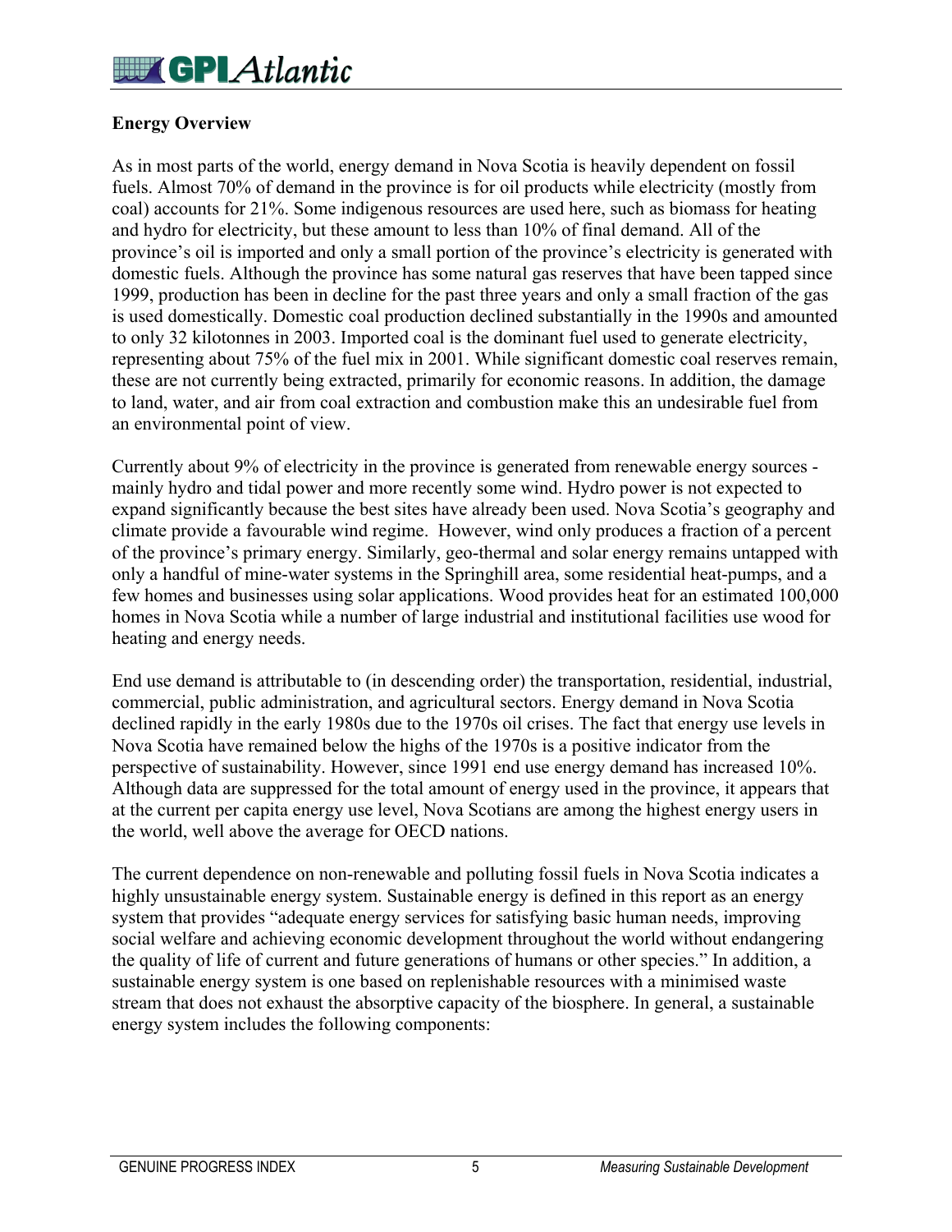## Energy Overview

As in most parts of the world, energy demand in Nova Scotia is heavily dependent on fossil fuels. Almost 70% of demand in the province is for oil products while electricity (mostly from coal) accounts for 21%. Some indigenous resources are used here, such as biomass for heating and hydro for electricity, but these amount to less than 10% of final demand. All of the province's oil is imported and only a small portion of the province's electricity is generated with domestic fuels. Although the province has some natural gas reserves that have been tapped since 1999, production has been in decline for the past three years and only a small fraction of the gas is used domestically. Domestic coal production declined substantially in the 1990s and amounted to only 32 kilotonnes in 2003. Imported coal is the dominant fuel used to generate electricity, representing about 75% of the fuel mix in 2001. While significant domestic coal reserves remain, these are not currently being extracted, primarily for economic reasons. In addition, the damage to land, water, and air from coal extraction and combustion make this an undesirable fuel from an environmental point of view.

Currently about 9% of electricity in the province is generated from renewable energy sources - mainly hydro and tidal power and more recently some wind. Hydro power is not expected to expand significantly because the best sites have already been used. Nova Scotia's geography and climate provide a favourable wind regime. However, wind only produces a fraction of a percent of the province's primary energy. Similarly, geo-thermal and solar energy remains untapped with only a handful of mine-water systems in the Springhill area, some residential heat-pumps, and a few homes and businesses using solar applications. Wood provides heat for an estimated 100,000 homes in Nova Scotia while a number of large industrial and institutional facilities use wood for heating and energy needs.

End use demand is attributable to (in descending order) the transportation, residential, industrial, commercial, public administration, and agricultural sectors. Energy demand in Nova Scotia declined rapidly in the early 1980s due to the 1970s oil crises. The fact that energy use levels in Nova Scotia have remained below the highs of the 1970s is a positive indicator from the perspective of sustainability. However, since 1991 end use energy demand has increased 10%. Although data are suppressed for the total amount of energy used in the province, it appears that at the current per capita energy use level, Nova Scotians are among the highest energy users in the world, well above the average for OECD nations.

The current dependence on non-renewable and polluting fossil fuels in Nova Scotia indicates a highly unsustainable energy system. Sustainable energy is defined in this report as an energy system that provides "adequate energy services for satisfying basic human needs, improving social welfare and achieving economic development throughout the world without endangering the quality of life of current and future generations of humans or other species." In addition, a sustainable energy system is one based on replenishable resources with a minimised waste stream that does not exhaust the absorptive capacity of the biosphere. In general, a sustainable energy system includes the following components: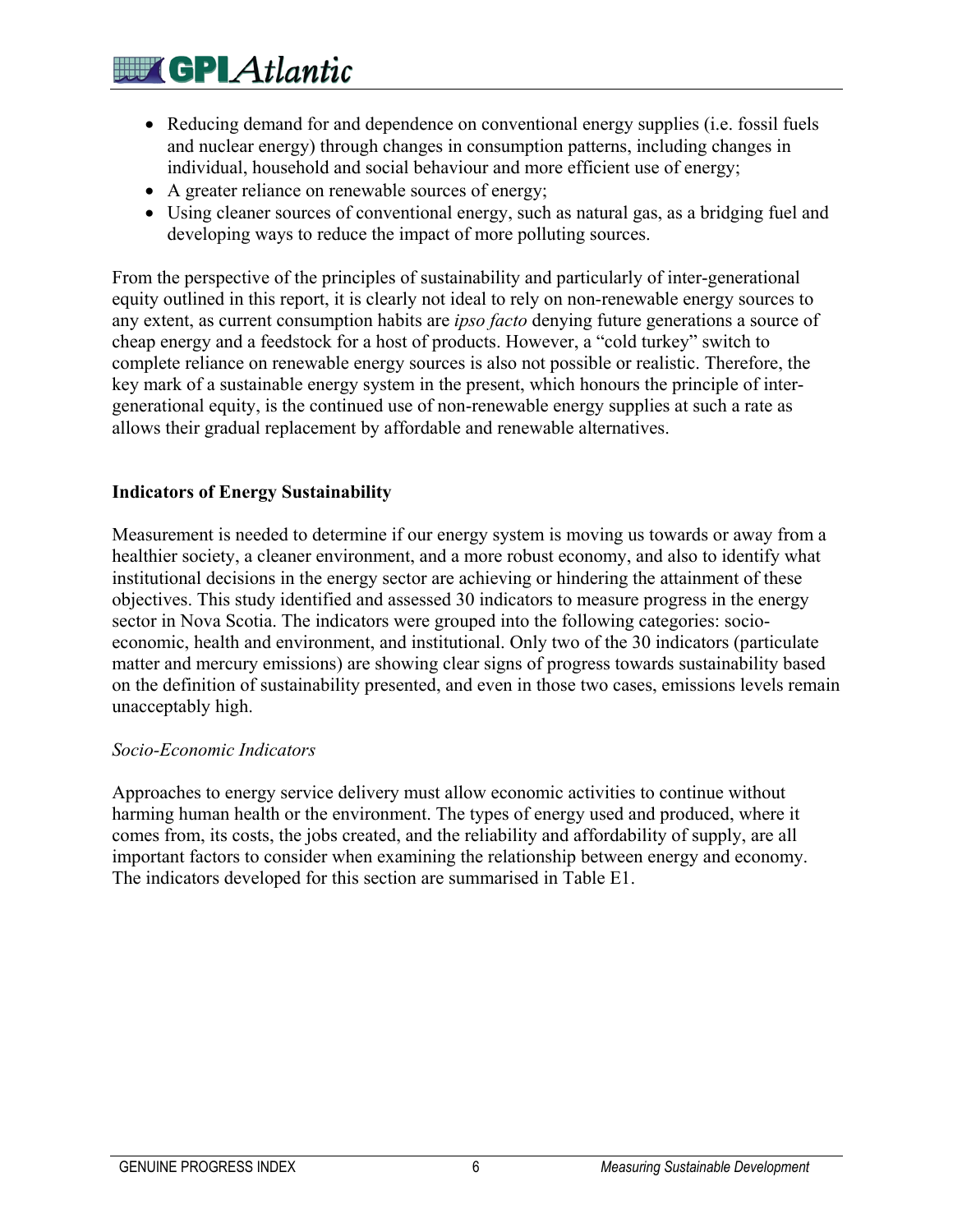- Reducing demand for and dependence on conventional energy supplies (i.e. fossil fuels and nuclear energy) through changes in consumption patterns, including changes in individual, household and social behaviour and more efficient use of energy;
- A greater reliance on renewable sources of energy;
- Using cleaner sources of conventional energy, such as natural gas, as a bridging fuel and developing ways to reduce the impact of more polluting sources.

From the perspective of the principles of sustainability and particularly of inter-generational equity outlined in this report, it is clearly not ideal to rely on non-renewable energy sources to any extent, as current consumption habits are *ipso facto* denying future generations a source of cheap energy and a feedstock for a host of products. However, a "cold turkey" switch to complete reliance on renewable energy sources is also not possible or realistic. Therefore, the key mark of a sustainable energy system in the present, which honours the principle of inter-generational equity, is the continued use of non-renewable energy supplies at such a rate as allows their gradual replacement by affordable and renewable alternatives.

## Indicators of Energy Sustainability

Measurement is needed to determine if our energy system is moving us towards or away from a healthier society, a cleaner environment, and a more robust economy, and also to identify what institutional decisions in the energy sector are achieving or hindering the attainment of these objectives. This study identified and assessed 30 indicators to measure progress in the energy sector in Nova Scotia. The indicators were grouped into the following categories: socio-economic, health and environment, and institutional. Only two of the 30 indicators (particulate matter and mercury emissions) are showing clear signs of progress towards sustainability based on the definition of sustainability presented, and even in those two cases, emissions levels remain unacceptably high.

### *Socio-Economic Indicators*

Approaches to energy service delivery must allow economic activities to continue without harming human health or the environment. The types of energy used and produced, where it comes from, its costs, the jobs created, and the reliability and affordability of supply, are all important factors to consider when examining the relationship between energy and economy. The indicators developed for this section are summarised in Table E1.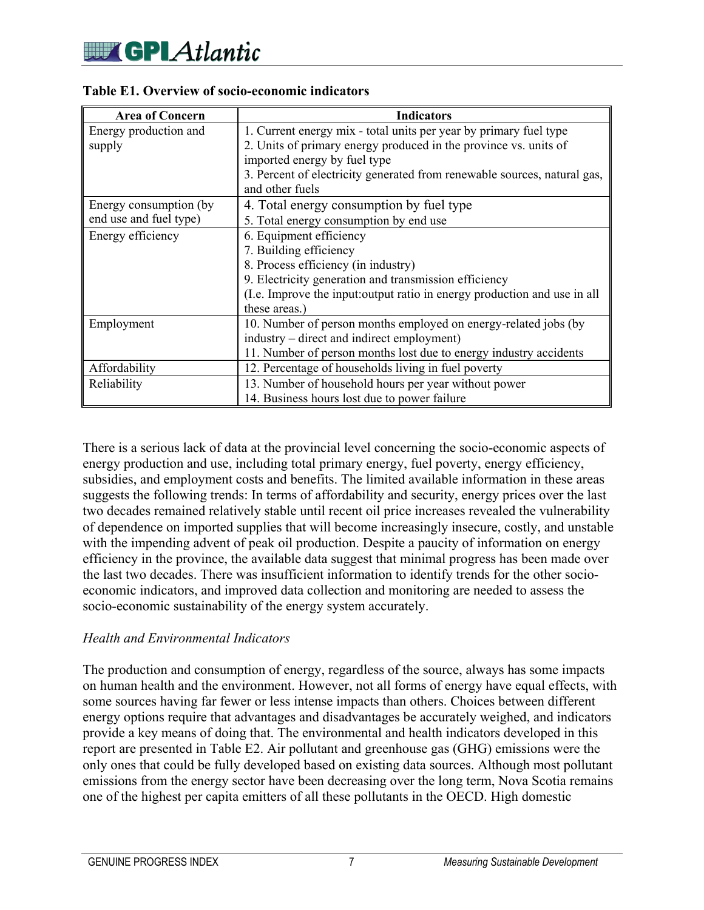**Table E1. Overview of socio-economic indicators**

| Area of Concern | Indicators |
|---|---|
| Energy production and supply | 1. Current energy mix - total units per year by primary fuel type<br>2. Units of primary energy produced in the province vs. units of imported energy by fuel type<br>3. Percent of electricity generated from renewable sources, natural gas, and other fuels |
| Energy consumption (by end use and fuel type) | 4. Total energy consumption by fuel type<br>5. Total energy consumption by end use |
| Energy efficiency | 6. Equipment efficiency<br>7. Building efficiency<br>8. Process efficiency (in industry)<br>9. Electricity generation and transmission efficiency<br>(I.e. Improve the input:output ratio in energy production and use in all these areas.) |
| Employment | 10. Number of person months employed on energy-related jobs (by industry – direct and indirect employment)<br>11. Number of person months lost due to energy industry accidents |
| Affordability | 12. Percentage of households living in fuel poverty |
| Reliability | 13. Number of household hours per year without power<br>14. Business hours lost due to power failure |

There is a serious lack of data at the provincial level concerning the socio-economic aspects of energy production and use, including total primary energy, fuel poverty, energy efficiency, subsidies, and employment costs and benefits. The limited available information in these areas suggests the following trends: In terms of affordability and security, energy prices over the last two decades remained relatively stable until recent oil price increases revealed the vulnerability of dependence on imported supplies that will become increasingly insecure, costly, and unstable with the impending advent of peak oil production. Despite a paucity of information on energy efficiency in the province, the available data suggest that minimal progress has been made over the last two decades. There was insufficient information to identify trends for the other socio-economic indicators, and improved data collection and monitoring are needed to assess the socio-economic sustainability of the energy system accurately.

*Health and Environmental Indicators*

The production and consumption of energy, regardless of the source, always has some impacts on human health and the environment. However, not all forms of energy have equal effects, with some sources having far fewer or less intense impacts than others. Choices between different energy options require that advantages and disadvantages be accurately weighed, and indicators provide a key means of doing that. The environmental and health indicators developed in this report are presented in Table E2. Air pollutant and greenhouse gas (GHG) emissions were the only ones that could be fully developed based on existing data sources. Although most pollutant emissions from the energy sector have been decreasing over the long term, Nova Scotia remains one of the highest per capita emitters of all these pollutants in the OECD. High domestic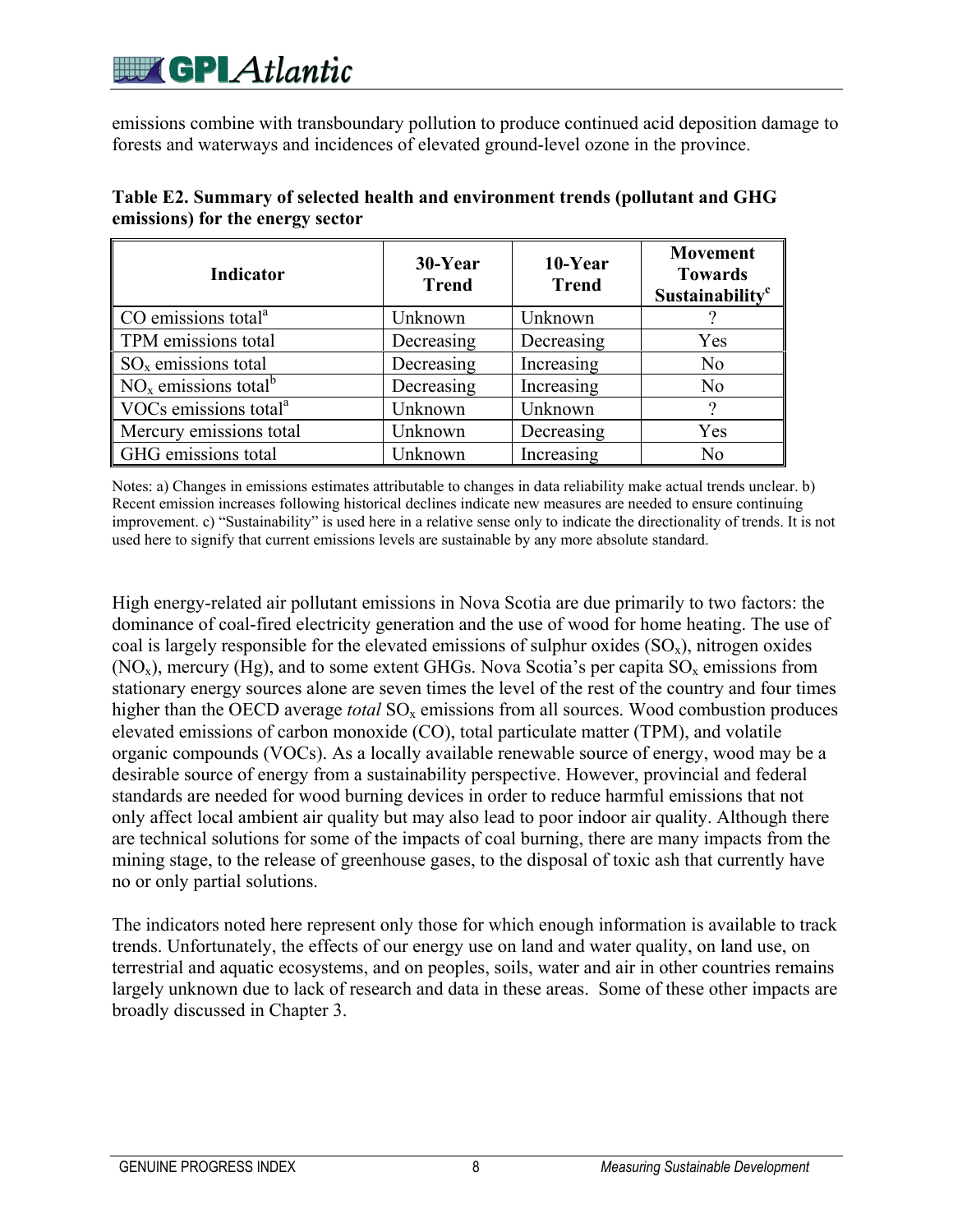emissions combine with transboundary pollution to produce continued acid deposition damage to forests and waterways and incidences of elevated ground-level ozone in the province.

**Table E2. Summary of selected health and environment trends (pollutant and GHG emissions) for the energy sector**

| Indicator | 30-Year Trend | 10-Year Trend | Movement Towards Sustainability[c] |
|---|---|---|---|
| CO emissions total[a] | Unknown | Unknown | ? |
| TPM emissions total | Decreasing | Decreasing | Yes |
| $SO_x$ emissions total | Decreasing | Increasing | No |
| $NO_x$ emissions total[b] | Decreasing | Increasing | No |
| VOCs emissions total[a] | Unknown | Unknown | ? |
| Mercury emissions total | Unknown | Decreasing | Yes |
| GHG emissions total | Unknown | Increasing | No |

Notes: a) Changes in emissions estimates attributable to changes in data reliability make actual trends unclear. b) Recent emission increases following historical declines indicate new measures are needed to ensure continuing improvement. c) "Sustainability" is used here in a relative sense only to indicate the directionality of trends. It is not used here to signify that current emissions levels are sustainable by any more absolute standard.

High energy-related air pollutant emissions in Nova Scotia are due primarily to two factors: the dominance of coal-fired electricity generation and the use of wood for home heating. The use of coal is largely responsible for the elevated emissions of sulphur oxides ($SO_x$), nitrogen oxides ($NO_x$), mercury (Hg), and to some extent GHGs. Nova Scotia's per capita $SO_x$ emissions from stationary energy sources alone are seven times the level of the rest of the country and four times higher than the OECD average *total* $SO_x$ emissions from all sources. Wood combustion produces elevated emissions of carbon monoxide (CO), total particulate matter (TPM), and volatile organic compounds (VOCs). As a locally available renewable source of energy, wood may be a desirable source of energy from a sustainability perspective. However, provincial and federal standards are needed for wood burning devices in order to reduce harmful emissions that not only affect local ambient air quality but may also lead to poor indoor air quality. Although there are technical solutions for some of the impacts of coal burning, there are many impacts from the mining stage, to the release of greenhouse gases, to the disposal of toxic ash that currently have no or only partial solutions.

The indicators noted here represent only those for which enough information is available to track trends. Unfortunately, the effects of our energy use on land and water quality, on land use, on terrestrial and aquatic ecosystems, and on peoples, soils, water and air in other countries remains largely unknown due to lack of research and data in these areas. Some of these other impacts are broadly discussed in Chapter 3.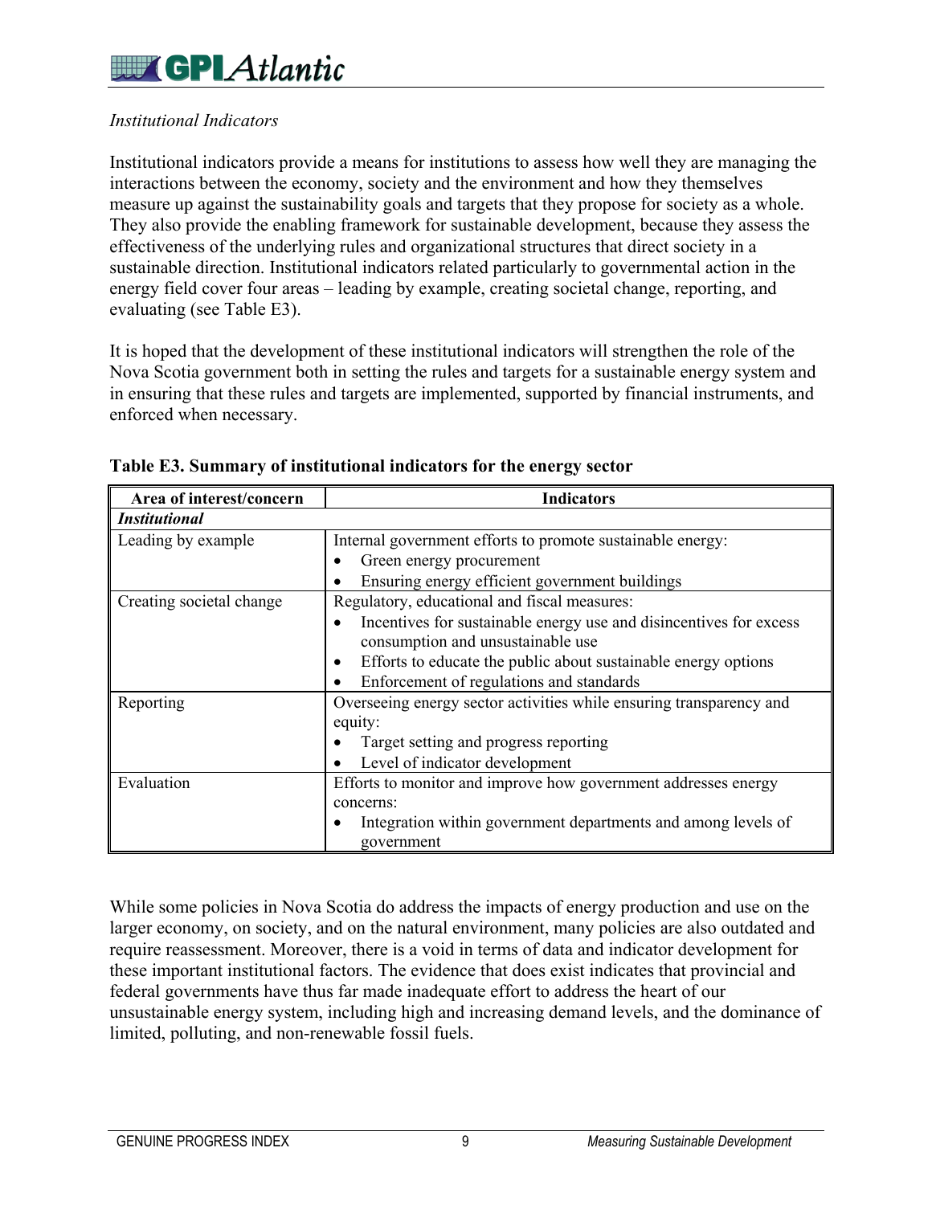*Institutional Indicators*

Institutional indicators provide a means for institutions to assess how well they are managing the interactions between the economy, society and the environment and how they themselves measure up against the sustainability goals and targets that they propose for society as a whole. They also provide the enabling framework for sustainable development, because they assess the effectiveness of the underlying rules and organizational structures that direct society in a sustainable direction. Institutional indicators related particularly to governmental action in the energy field cover four areas – leading by example, creating societal change, reporting, and evaluating (see Table E3).

It is hoped that the development of these institutional indicators will strengthen the role of the Nova Scotia government both in setting the rules and targets for a sustainable energy system and in ensuring that these rules and targets are implemented, supported by financial instruments, and enforced when necessary.

**Table E3. Summary of institutional indicators for the energy sector**

| Area of interest/concern | Indicators |
|---|---|
| ***Institutional*** | |
| Leading by example | Internal government efforts to promote sustainable energy:<br>• Green energy procurement<br>• Ensuring energy efficient government buildings |
| Creating societal change | Regulatory, educational and fiscal measures:<br>• Incentives for sustainable energy use and disincentives for excess consumption and unsustainable use<br>• Efforts to educate the public about sustainable energy options<br>• Enforcement of regulations and standards |
| Reporting | Overseeing energy sector activities while ensuring transparency and equity:<br>• Target setting and progress reporting<br>• Level of indicator development |
| Evaluation | Efforts to monitor and improve how government addresses energy concerns:<br>• Integration within government departments and among levels of government |

While some policies in Nova Scotia do address the impacts of energy production and use on the larger economy, on society, and on the natural environment, many policies are also outdated and require reassessment. Moreover, there is a void in terms of data and indicator development for these important institutional factors. The evidence that does exist indicates that provincial and federal governments have thus far made inadequate effort to address the heart of our unsustainable energy system, including high and increasing demand levels, and the dominance of limited, polluting, and non-renewable fossil fuels.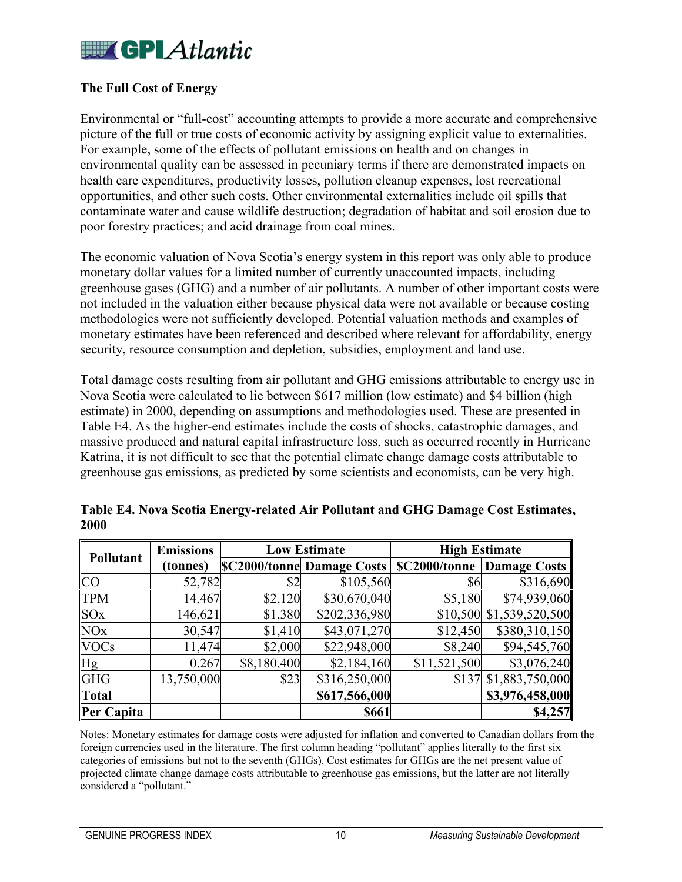## The Full Cost of Energy

Environmental or "full-cost" accounting attempts to provide a more accurate and comprehensive picture of the full or true costs of economic activity by assigning explicit value to externalities. For example, some of the effects of pollutant emissions on health and on changes in environmental quality can be assessed in pecuniary terms if there are demonstrated impacts on health care expenditures, productivity losses, pollution cleanup expenses, lost recreational opportunities, and other such costs. Other environmental externalities include oil spills that contaminate water and cause wildlife destruction; degradation of habitat and soil erosion due to poor forestry practices; and acid drainage from coal mines.

The economic valuation of Nova Scotia's energy system in this report was only able to produce monetary dollar values for a limited number of currently unaccounted impacts, including greenhouse gases (GHG) and a number of air pollutants. A number of other important costs were not included in the valuation either because physical data were not available or because costing methodologies were not sufficiently developed. Potential valuation methods and examples of monetary estimates have been referenced and described where relevant for affordability, energy security, resource consumption and depletion, subsidies, employment and land use.

Total damage costs resulting from air pollutant and GHG emissions attributable to energy use in Nova Scotia were calculated to lie between $617 million (low estimate) and $4 billion (high estimate) in 2000, depending on assumptions and methodologies used. These are presented in Table E4. As the higher-end estimates include the costs of shocks, catastrophic damages, and massive produced and natural capital infrastructure loss, such as occurred recently in Hurricane Katrina, it is not difficult to see that the potential climate change damage costs attributable to greenhouse gas emissions, as predicted by some scientists and economists, can be very high.

**Table E4. Nova Scotia Energy-related Air Pollutant and GHG Damage Cost Estimates, 2000**

| Pollutant | Emissions (tonnes) | Low Estimate | | High Estimate | |
|---|---|---|---|---|---|
| | | $C2000/tonne | Damage Costs | $C2000/tonne | Damage Costs |
| CO | 52,782 | $2 | $105,560 | $6 | $316,690 |
| TPM | 14,467 | $2,120 | $30,670,040 | $5,180 | $74,939,060 |
| SOx | 146,621 | $1,380 | $202,336,980 | $10,500 | $1,539,520,500 |
| NOx | 30,547 | $1,410 | $43,071,270 | $12,450 | $380,310,150 |
| VOCs | 11,474 | $2,000 | $22,948,000 | $8,240 | $94,545,760 |
| Hg | 0.267 | $8,180,400 | $2,184,160 | $11,521,500 | $3,076,240 |
| GHG | 13,750,000 | $23 | $316,250,000 | $137 | $1,883,750,000 |
| **Total** | | | **$617,566,000** | | **$3,976,458,000** |
| **Per Capita** | | | **$661** | | **$4,257** |

Notes: Monetary estimates for damage costs were adjusted for inflation and converted to Canadian dollars from the foreign currencies used in the literature. The first column heading "pollutant" applies literally to the first six categories of emissions but not to the seventh (GHGs). Cost estimates for GHGs are the net present value of projected climate change damage costs attributable to greenhouse gas emissions, but the latter are not literally considered a "pollutant."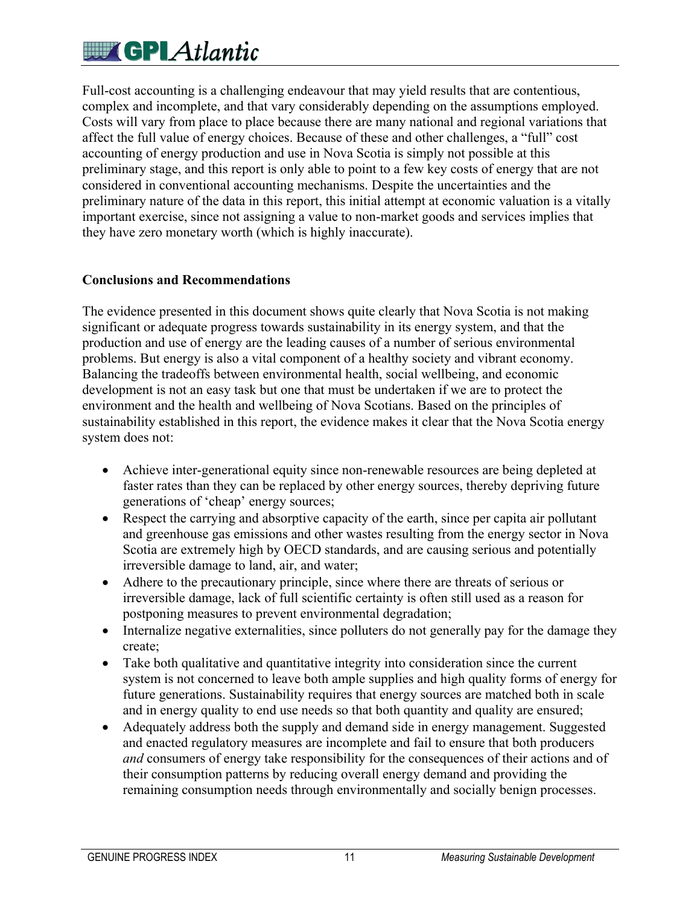Full-cost accounting is a challenging endeavour that may yield results that are contentious, complex and incomplete, and that vary considerably depending on the assumptions employed. Costs will vary from place to place because there are many national and regional variations that affect the full value of energy choices. Because of these and other challenges, a "full" cost accounting of energy production and use in Nova Scotia is simply not possible at this preliminary stage, and this report is only able to point to a few key costs of energy that are not considered in conventional accounting mechanisms. Despite the uncertainties and the preliminary nature of the data in this report, this initial attempt at economic valuation is a vitally important exercise, since not assigning a value to non-market goods and services implies that they have zero monetary worth (which is highly inaccurate).

**Conclusions and Recommendations**

The evidence presented in this document shows quite clearly that Nova Scotia is not making significant or adequate progress towards sustainability in its energy system, and that the production and use of energy are the leading causes of a number of serious environmental problems. But energy is also a vital component of a healthy society and vibrant economy. Balancing the tradeoffs between environmental health, social wellbeing, and economic development is not an easy task but one that must be undertaken if we are to protect the environment and the health and wellbeing of Nova Scotians. Based on the principles of sustainability established in this report, the evidence makes it clear that the Nova Scotia energy system does not:

- Achieve inter-generational equity since non-renewable resources are being depleted at faster rates than they can be replaced by other energy sources, thereby depriving future generations of 'cheap' energy sources;
- Respect the carrying and absorptive capacity of the earth, since per capita air pollutant and greenhouse gas emissions and other wastes resulting from the energy sector in Nova Scotia are extremely high by OECD standards, and are causing serious and potentially irreversible damage to land, air, and water;
- Adhere to the precautionary principle, since where there are threats of serious or irreversible damage, lack of full scientific certainty is often still used as a reason for postponing measures to prevent environmental degradation;
- Internalize negative externalities, since polluters do not generally pay for the damage they create;
- Take both qualitative and quantitative integrity into consideration since the current system is not concerned to leave both ample supplies and high quality forms of energy for future generations. Sustainability requires that energy sources are matched both in scale and in energy quality to end use needs so that both quantity and quality are ensured;
- Adequately address both the supply and demand side in energy management. Suggested and enacted regulatory measures are incomplete and fail to ensure that both producers *and* consumers of energy take responsibility for the consequences of their actions and of their consumption patterns by reducing overall energy demand and providing the remaining consumption needs through environmentally and socially benign processes.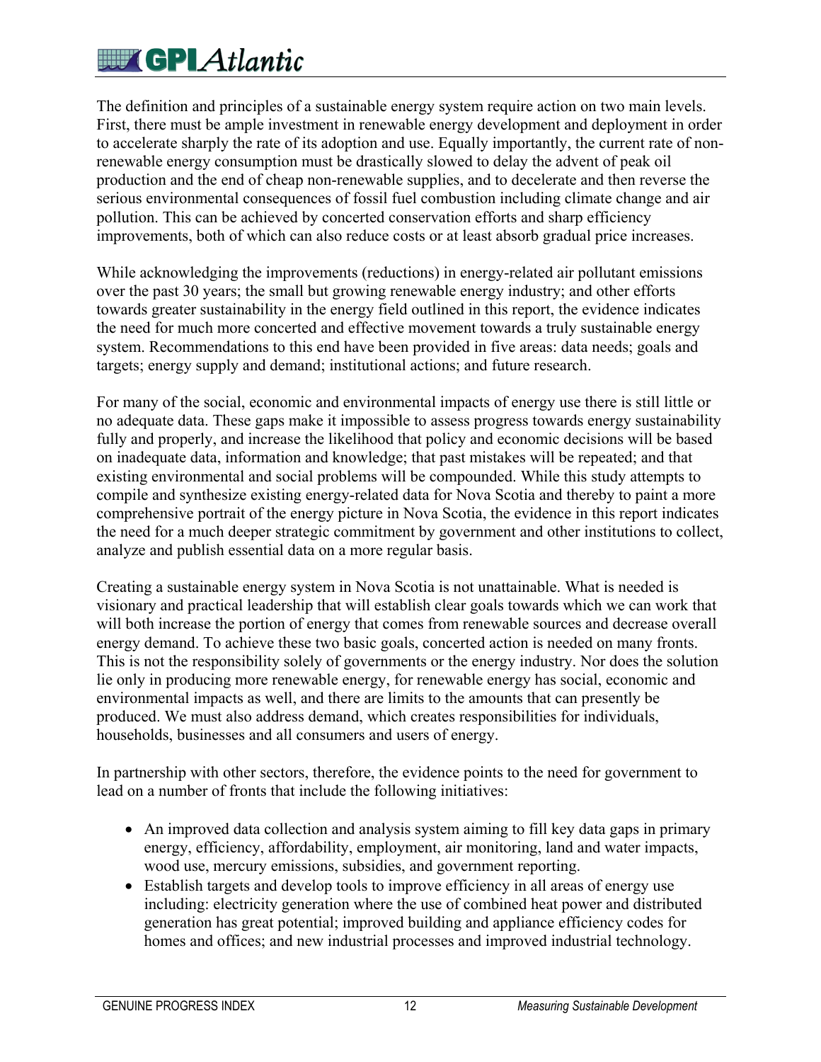The definition and principles of a sustainable energy system require action on two main levels. First, there must be ample investment in renewable energy development and deployment in order to accelerate sharply the rate of its adoption and use. Equally importantly, the current rate of non-renewable energy consumption must be drastically slowed to delay the advent of peak oil production and the end of cheap non-renewable supplies, and to decelerate and then reverse the serious environmental consequences of fossil fuel combustion including climate change and air pollution. This can be achieved by concerted conservation efforts and sharp efficiency improvements, both of which can also reduce costs or at least absorb gradual price increases.

While acknowledging the improvements (reductions) in energy-related air pollutant emissions over the past 30 years; the small but growing renewable energy industry; and other efforts towards greater sustainability in the energy field outlined in this report, the evidence indicates the need for much more concerted and effective movement towards a truly sustainable energy system. Recommendations to this end have been provided in five areas: data needs; goals and targets; energy supply and demand; institutional actions; and future research.

For many of the social, economic and environmental impacts of energy use there is still little or no adequate data. These gaps make it impossible to assess progress towards energy sustainability fully and properly, and increase the likelihood that policy and economic decisions will be based on inadequate data, information and knowledge; that past mistakes will be repeated; and that existing environmental and social problems will be compounded. While this study attempts to compile and synthesize existing energy-related data for Nova Scotia and thereby to paint a more comprehensive portrait of the energy picture in Nova Scotia, the evidence in this report indicates the need for a much deeper strategic commitment by government and other institutions to collect, analyze and publish essential data on a more regular basis.

Creating a sustainable energy system in Nova Scotia is not unattainable. What is needed is visionary and practical leadership that will establish clear goals towards which we can work that will both increase the portion of energy that comes from renewable sources and decrease overall energy demand. To achieve these two basic goals, concerted action is needed on many fronts. This is not the responsibility solely of governments or the energy industry. Nor does the solution lie only in producing more renewable energy, for renewable energy has social, economic and environmental impacts as well, and there are limits to the amounts that can presently be produced. We must also address demand, which creates responsibilities for individuals, households, businesses and all consumers and users of energy.

In partnership with other sectors, therefore, the evidence points to the need for government to lead on a number of fronts that include the following initiatives:

- An improved data collection and analysis system aiming to fill key data gaps in primary energy, efficiency, affordability, employment, air monitoring, land and water impacts, wood use, mercury emissions, subsidies, and government reporting.
- Establish targets and develop tools to improve efficiency in all areas of energy use including: electricity generation where the use of combined heat power and distributed generation has great potential; improved building and appliance efficiency codes for homes and offices; and new industrial processes and improved industrial technology.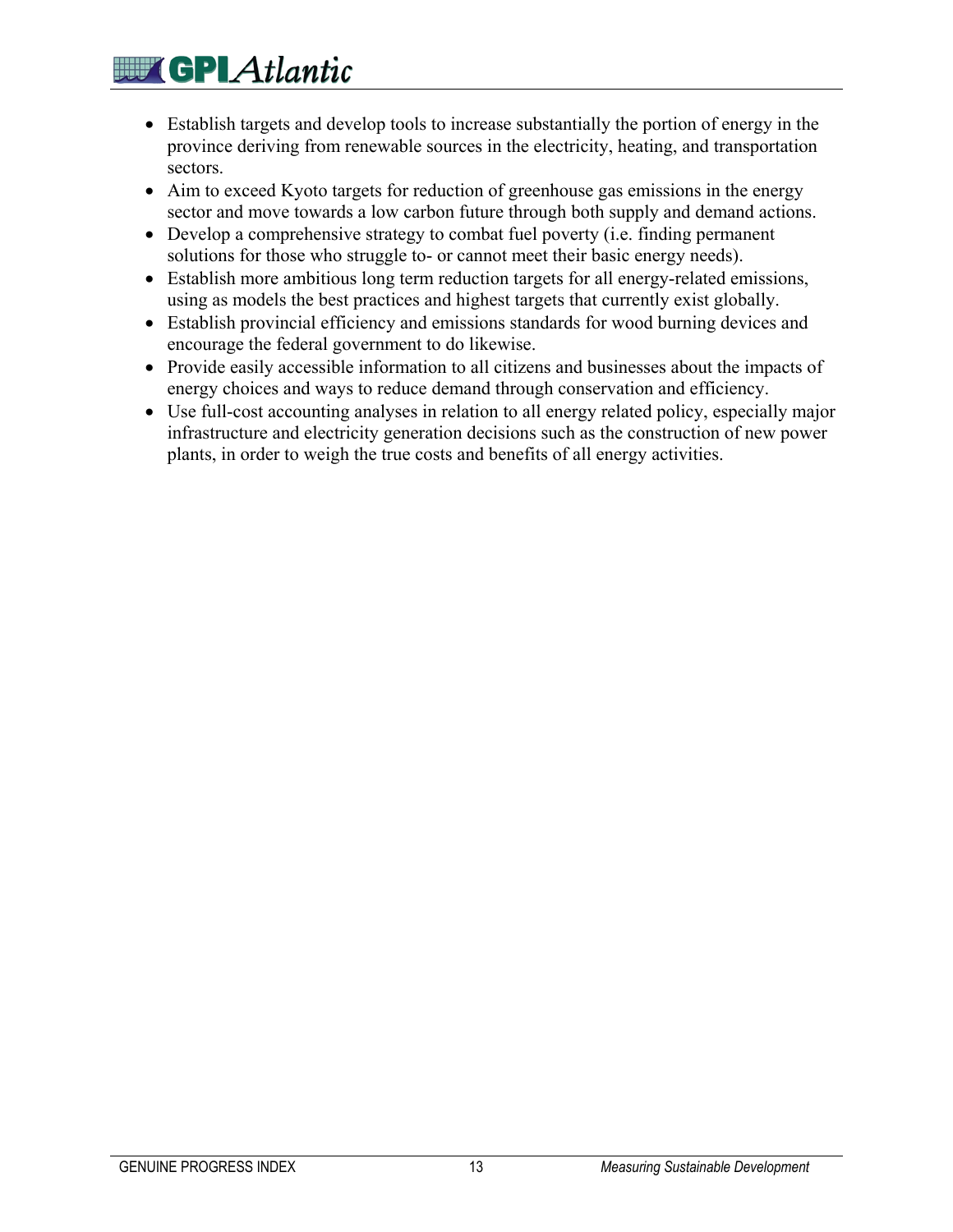- Establish targets and develop tools to increase substantially the portion of energy in the province deriving from renewable sources in the electricity, heating, and transportation sectors.
- Aim to exceed Kyoto targets for reduction of greenhouse gas emissions in the energy sector and move towards a low carbon future through both supply and demand actions.
- Develop a comprehensive strategy to combat fuel poverty (i.e. finding permanent solutions for those who struggle to- or cannot meet their basic energy needs).
- Establish more ambitious long term reduction targets for all energy-related emissions, using as models the best practices and highest targets that currently exist globally.
- Establish provincial efficiency and emissions standards for wood burning devices and encourage the federal government to do likewise.
- Provide easily accessible information to all citizens and businesses about the impacts of energy choices and ways to reduce demand through conservation and efficiency.
- Use full-cost accounting analyses in relation to all energy related policy, especially major infrastructure and electricity generation decisions such as the construction of new power plants, in order to weigh the true costs and benefits of all energy activities.